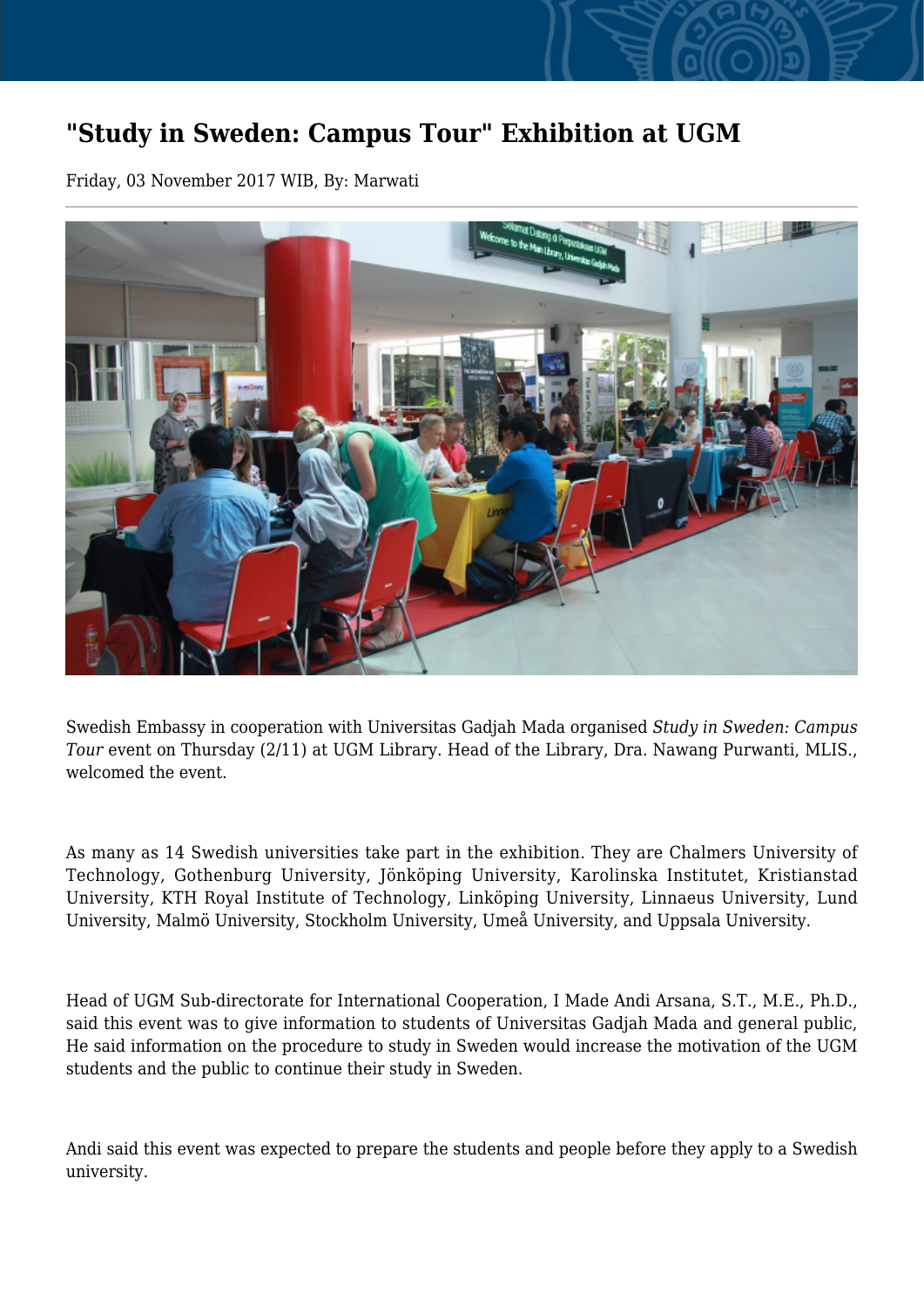# "Study in Sweden: Campus Tour" Exhibition at UGM

Friday, 03 November 2017 WIB, By: Marwati

Swedish Embassy in cooperation with Universitas Gadjah Mada organised *Study in Sweden: Campus Tour* event on Thursday (2/11) at UGM Library. Head of the Library, Dra. Nawang Purwanti, MLIS., welcomed the event.

As many as 14 Swedish universities take part in the exhibition. They are Chalmers University of Technology, Gothenburg University, Jönköping University, Karolinska Institutet, Kristianstad University, KTH Royal Institute of Technology, Linköping University, Linnaeus University, Lund University, Malmö University, Stockholm University, Umeå University, and Uppsala University.

Head of UGM Sub-directorate for International Cooperation, I Made Andi Arsana, S.T., M.E., Ph.D., said this event was to give information to students of Universitas Gadjah Mada and general public, He said information on the procedure to study in Sweden would increase the motivation of the UGM students and the public to continue their study in Sweden.

Andi said this event was expected to prepare the students and people before they apply to a Swedish university.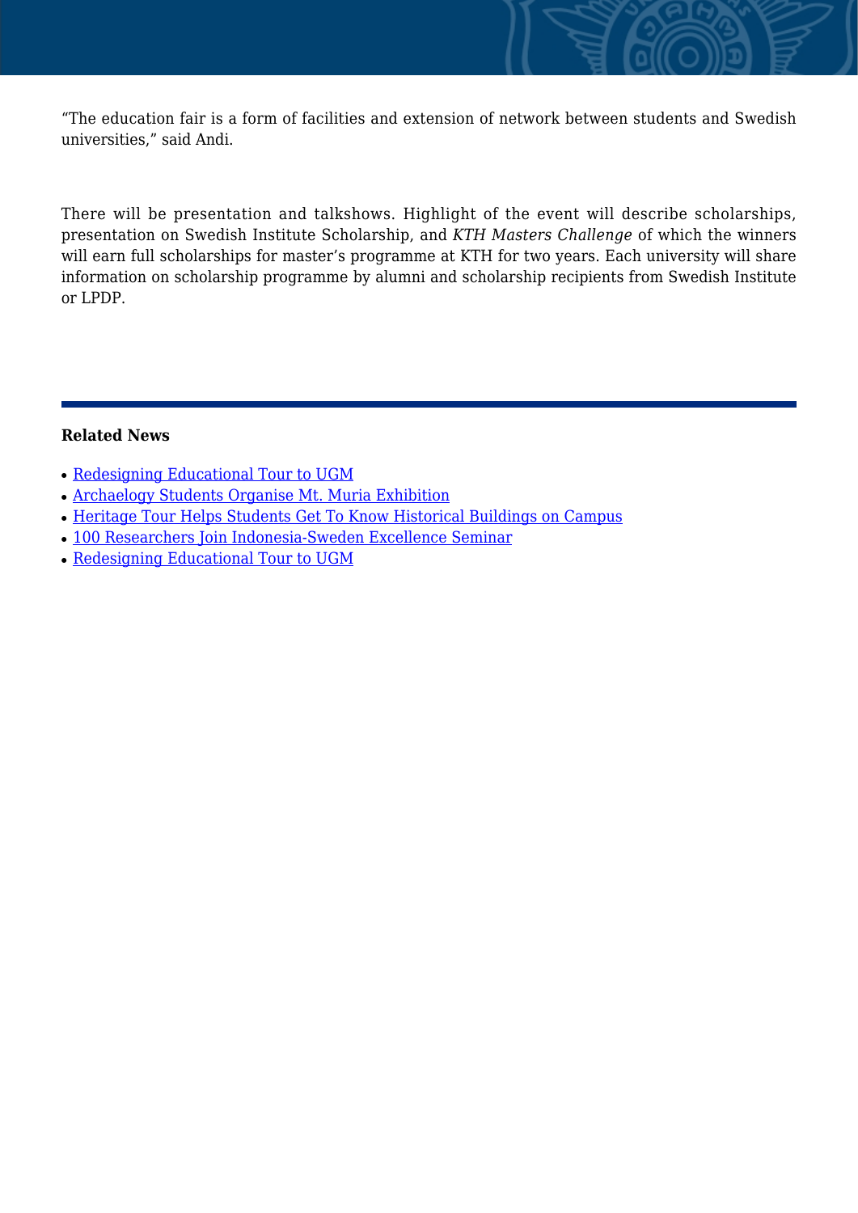“The education fair is a form of facilities and extension of network between students and Swedish universities,” said Andi.

There will be presentation and talkshows. Highlight of the event will describe scholarships, presentation on Swedish Institute Scholarship, and *KTH Masters Challenge* of which the winners will earn full scholarships for master’s programme at KTH for two years. Each university will share information on scholarship programme by alumni and scholarship recipients from Swedish Institute or LPDP.

---

**Related News**

- Redesigning Educational Tour to UGM
- Archaelogy Students Organise Mt. Muria Exhibition
- Heritage Tour Helps Students Get To Know Historical Buildings on Campus
- 100 Researchers Join Indonesia-Sweden Excellence Seminar
- Redesigning Educational Tour to UGM